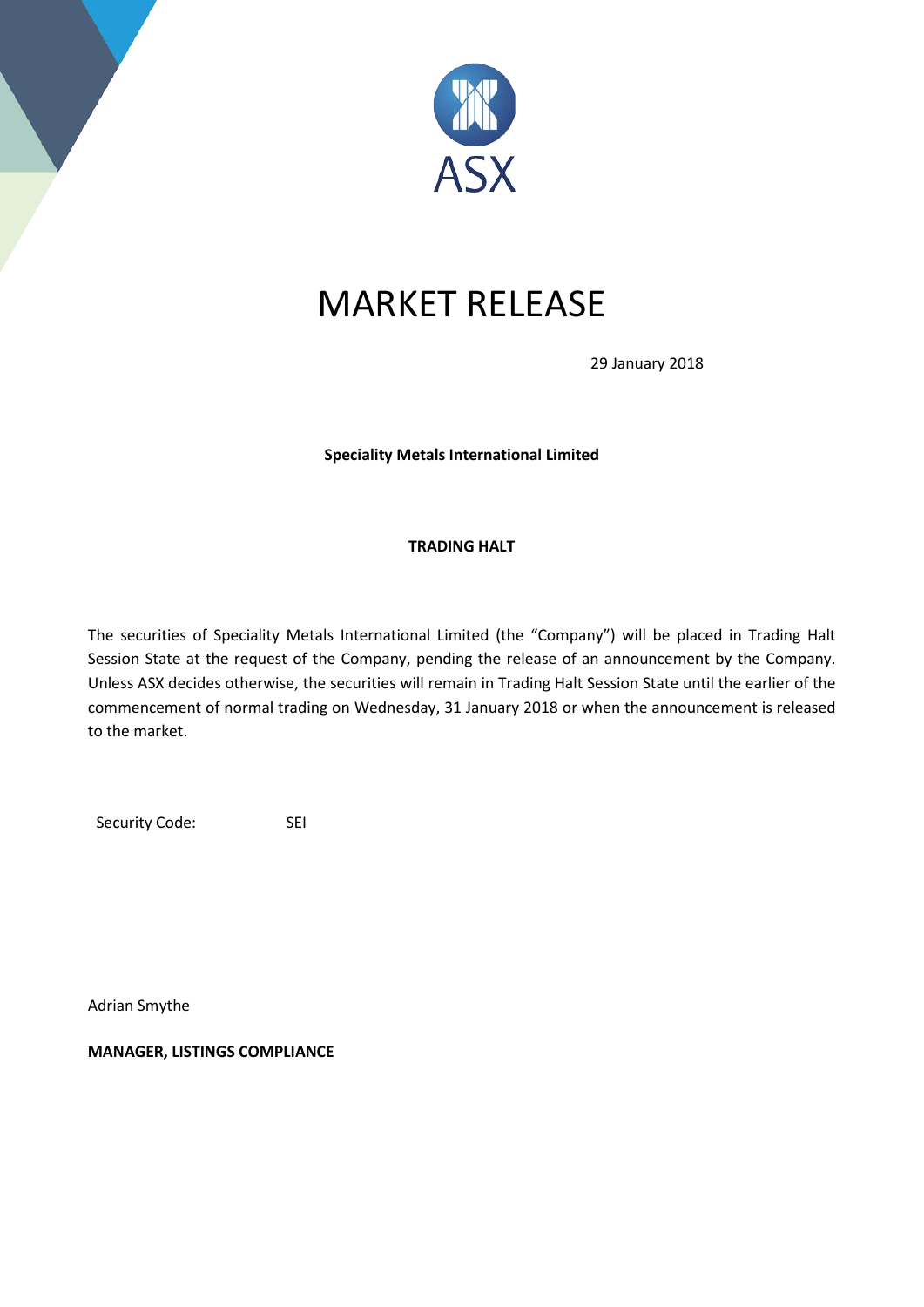ASX

# MARKET RELEASE

29 January 2018

**Speciality Metals International Limited**

**TRADING HALT**

The securities of Speciality Metals International Limited (the "Company") will be placed in Trading Halt Session State at the request of the Company, pending the release of an announcement by the Company. Unless ASX decides otherwise, the securities will remain in Trading Halt Session State until the earlier of the commencement of normal trading on Wednesday, 31 January 2018 or when the announcement is released to the market.

Security Code: SEI

Adrian Smythe

**MANAGER, LISTINGS COMPLIANCE**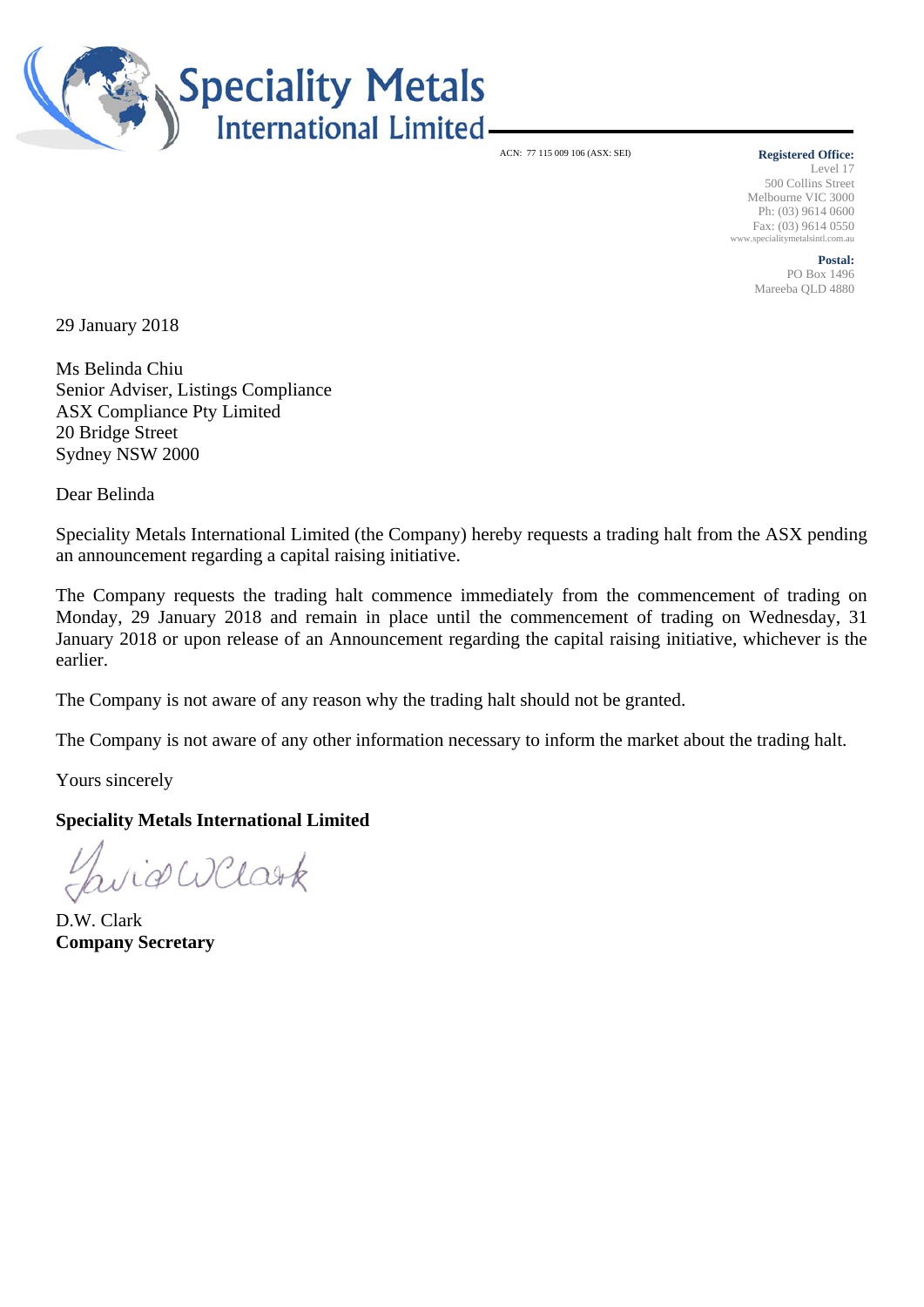# Speciality Metals International Limited

ACN: 77 115 009 106 (ASX: SEI)

**Registered Office:**
Level 17
500 Collins Street
Melbourne VIC 3000
Ph: (03) 9614 0600
Fax: (03) 9614 0550
www.specialitymetalsintl.com.au

**Postal:**
PO Box 1496
Mareeba QLD 4880

29 January 2018

Ms Belinda Chiu
Senior Adviser, Listings Compliance
ASX Compliance Pty Limited
20 Bridge Street
Sydney NSW 2000

Dear Belinda

Speciality Metals International Limited (the Company) hereby requests a trading halt from the ASX pending an announcement regarding a capital raising initiative.

The Company requests the trading halt commence immediately from the commencement of trading on Monday, 29 January 2018 and remain in place until the commencement of trading on Wednesday, 31 January 2018 or upon release of an Announcement regarding the capital raising initiative, whichever is the earlier.

The Company is not aware of any reason why the trading halt should not be granted.

The Company is not aware of any other information necessary to inform the market about the trading halt.

Yours sincerely

**Speciality Metals International Limited**

D.W. Clark
**Company Secretary**